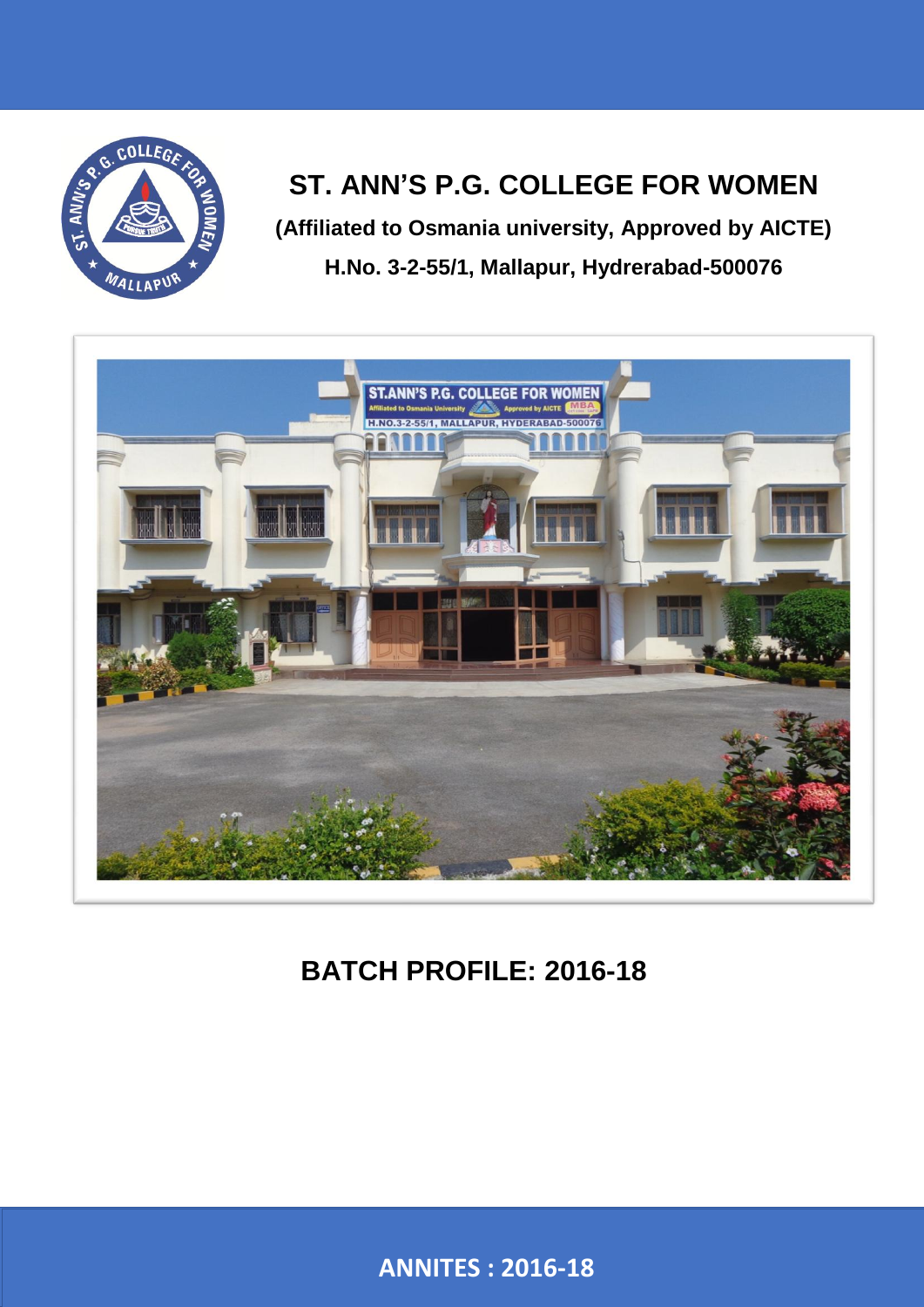# ST. ANN'S P.G. COLLEGE FOR WOMEN

**(Affiliated to Osmania university, Approved by AICTE)**

**H.No. 3-2-55/1, Mallapur, Hydrerabad-500076**

## BATCH PROFILE: 2016-18

**ANNITES : 2016-18**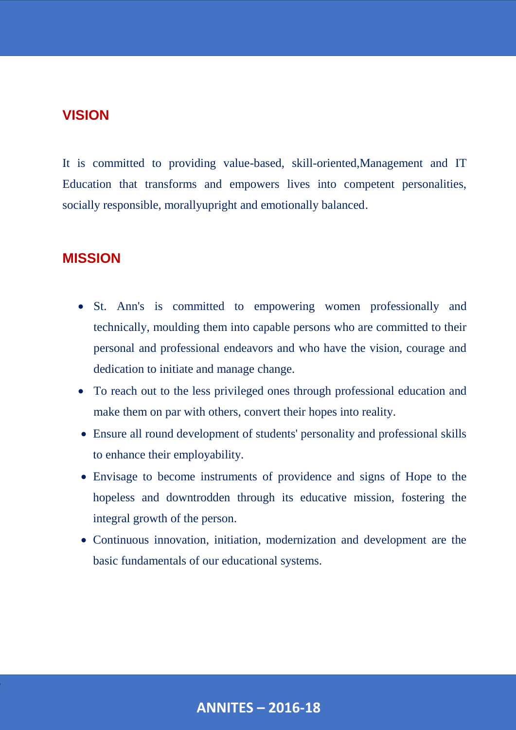## VISION

It is committed to providing value-based, skill-oriented,Management and IT Education that transforms and empowers lives into competent personalities, socially responsible, morallyupright and emotionally balanced.

## MISSION

- St. Ann's is committed to empowering women professionally and technically, moulding them into capable persons who are committed to their personal and professional endeavors and who have the vision, courage and dedication to initiate and manage change.
- To reach out to the less privileged ones through professional education and make them on par with others, convert their hopes into reality.
- Ensure all round development of students' personality and professional skills to enhance their employability.
- Envisage to become instruments of providence and signs of Hope to the hopeless and downtrodden through its educative mission, fostering the integral growth of the person.
- Continuous innovation, initiation, modernization and development are the basic fundamentals of our educational systems.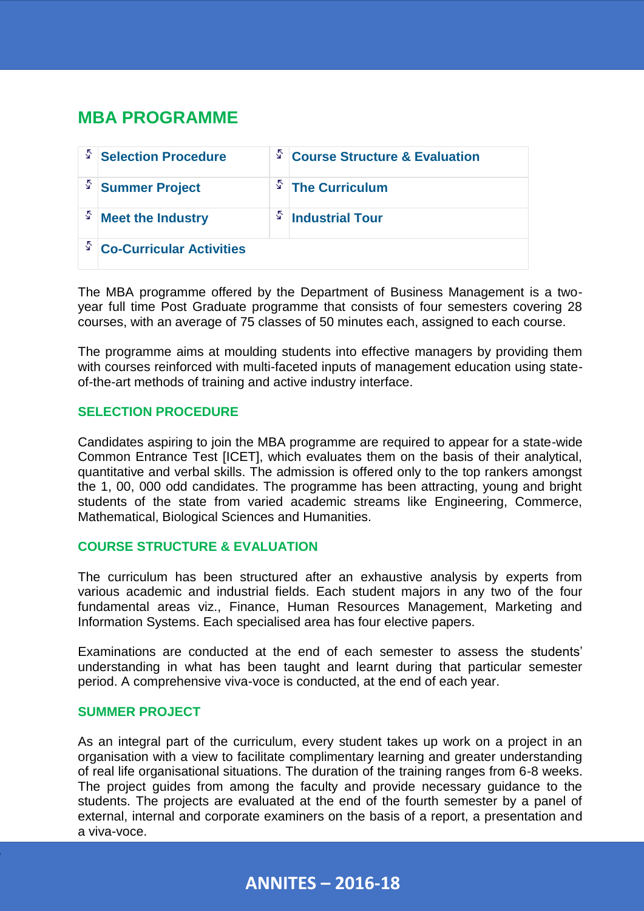## MBA PROGRAMME

| | |
|---|---|
| Selection Procedure | Course Structure & Evaluation |
| Summer Project | The Curriculum |
| Meet the Industry | Industrial Tour |
| Co-Curricular Activities | |

The MBA programme offered by the Department of Business Management is a two-year full time Post Graduate programme that consists of four semesters covering 28 courses, with an average of 75 classes of 50 minutes each, assigned to each course.

The programme aims at moulding students into effective managers by providing them with courses reinforced with multi-faceted inputs of management education using state-of-the-art methods of training and active industry interface.

### SELECTION PROCEDURE

Candidates aspiring to join the MBA programme are required to appear for a state-wide Common Entrance Test [ICET], which evaluates them on the basis of their analytical, quantitative and verbal skills. The admission is offered only to the top rankers amongst the 1, 00, 000 odd candidates. The programme has been attracting, young and bright students of the state from varied academic streams like Engineering, Commerce, Mathematical, Biological Sciences and Humanities.

### COURSE STRUCTURE & EVALUATION

The curriculum has been structured after an exhaustive analysis by experts from various academic and industrial fields. Each student majors in any two of the four fundamental areas viz., Finance, Human Resources Management, Marketing and Information Systems. Each specialised area has four elective papers.

Examinations are conducted at the end of each semester to assess the students' understanding in what has been taught and learnt during that particular semester period. A comprehensive viva-voce is conducted, at the end of each year.

### SUMMER PROJECT

As an integral part of the curriculum, every student takes up work on a project in an organisation with a view to facilitate complimentary learning and greater understanding of real life organisational situations. The duration of the training ranges from 6-8 weeks. The project guides from among the faculty and provide necessary guidance to the students. The projects are evaluated at the end of the fourth semester by a panel of external, internal and corporate examiners on the basis of a report, a presentation and a viva-voce.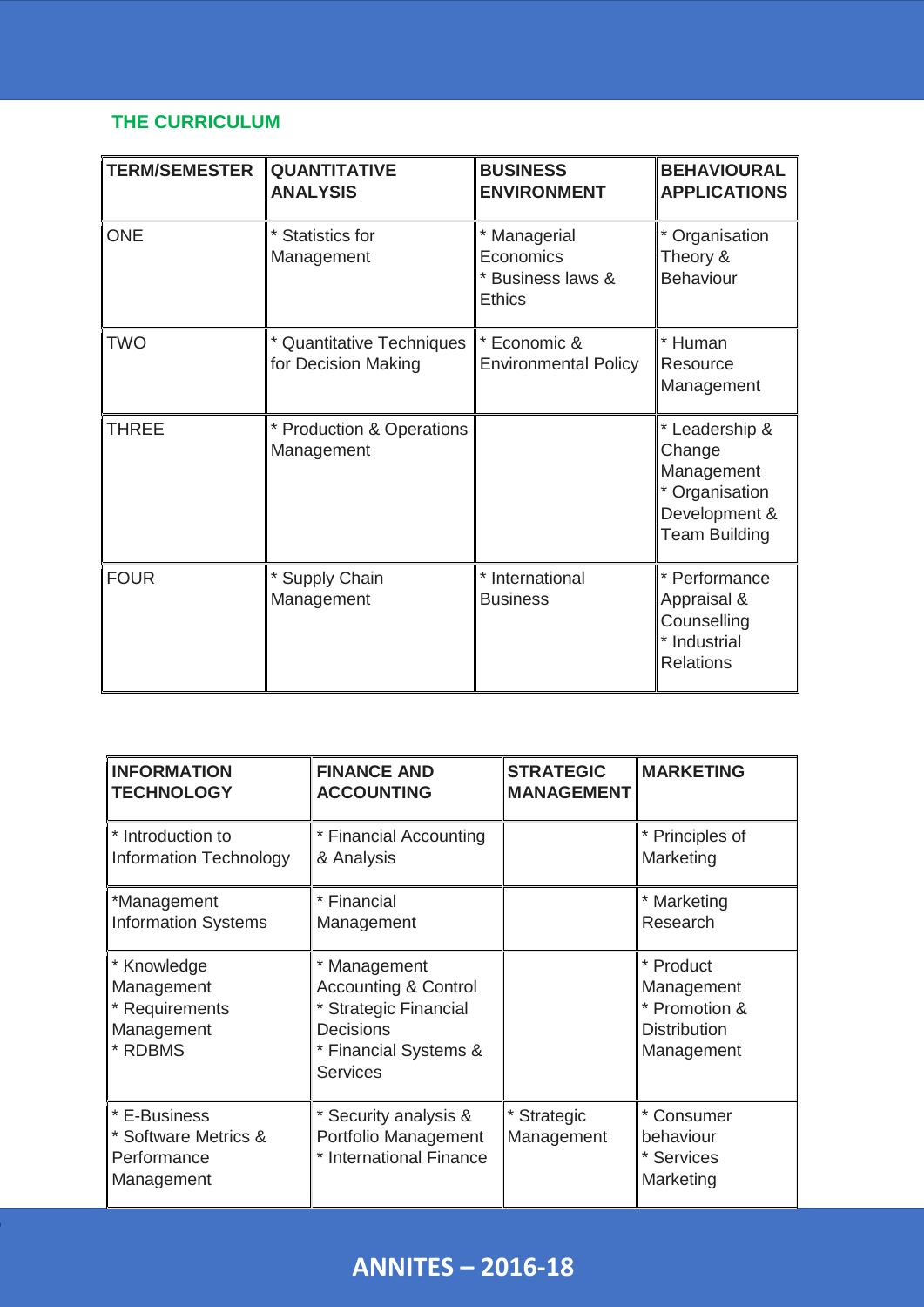## THE CURRICULUM

| TERM/SEMESTER | QUANTITATIVE ANALYSIS | BUSINESS ENVIRONMENT | BEHAVIOURAL APPLICATIONS |
|---|---|---|---|
| ONE | * Statistics for Management | * Managerial Economics<br>* Business laws & Ethics | * Organisation Theory & Behaviour |
| TWO | * Quantitative Techniques for Decision Making | * Economic & Environmental Policy | * Human Resource Management |
| THREE | * Production & Operations Management | | * Leadership & Change Management<br>* Organisation Development & Team Building |
| FOUR | * Supply Chain Management | * International Business | * Performance Appraisal & Counselling<br>* Industrial Relations |

| INFORMATION TECHNOLOGY | FINANCE AND ACCOUNTING | STRATEGIC MANAGEMENT | MARKETING |
|---|---|---|---|
| * Introduction to Information Technology | * Financial Accounting & Analysis | | * Principles of Marketing |
| *Management Information Systems | * Financial Management | | * Marketing Research |
| * Knowledge Management<br>* Requirements Management<br>* RDBMS | * Management Accounting & Control<br>* Strategic Financial Decisions<br>* Financial Systems & Services | | * Product Management<br>* Promotion & Distribution Management |
| * E-Business<br>* Software Metrics & Performance Management | * Security analysis & Portfolio Management<br>* International Finance | * Strategic Management | * Consumer behaviour<br>* Services Marketing |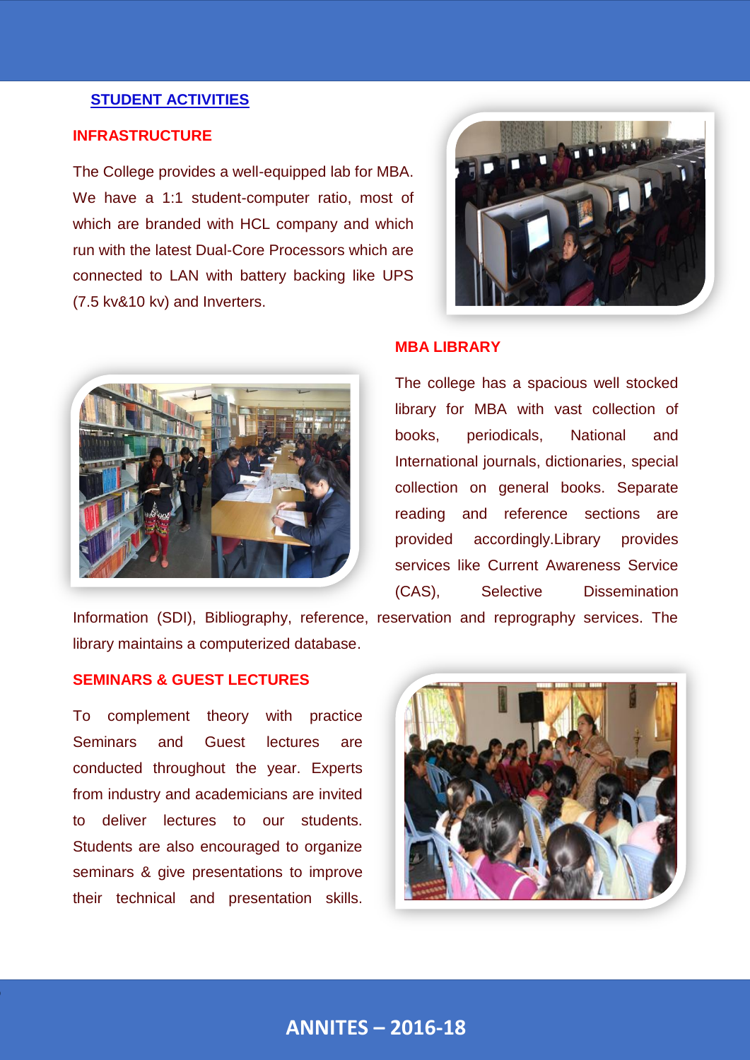## STUDENT ACTIVITIES

### INFRASTRUCTURE

The College provides a well-equipped lab for MBA. We have a 1:1 student-computer ratio, most of which are branded with HCL company and which run with the latest Dual-Core Processors which are connected to LAN with battery backing like UPS (7.5 kv&10 kv) and Inverters.

### MBA LIBRARY

The college has a spacious well stocked library for MBA with vast collection of books, periodicals, National and International journals, dictionaries, special collection on general books. Separate reading and reference sections are provided accordingly.Library provides services like Current Awareness Service (CAS), Selective Dissemination Information (SDI), Bibliography, reference, reservation and reprography services. The library maintains a computerized database.

### SEMINARS & GUEST LECTURES

To complement theory with practice Seminars and Guest lectures are conducted throughout the year. Experts from industry and academicians are invited to deliver lectures to our students. Students are also encouraged to organize seminars & give presentations to improve their technical and presentation skills.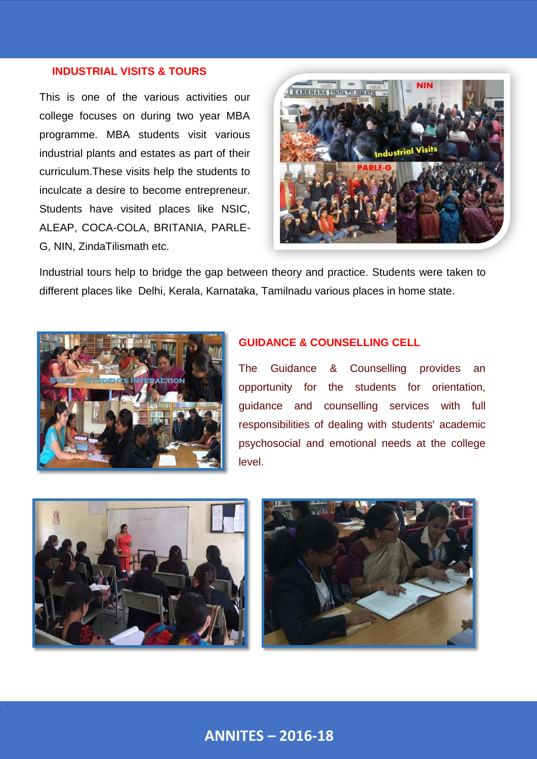## INDUSTRIAL VISITS & TOURS

This is one of the various activities our college focuses on during two year MBA programme. MBA students visit various industrial plants and estates as part of their curriculum.These visits help the students to inculcate a desire to become entrepreneur. Students have visited places like NSIC, ALEAP, COCA-COLA, BRITANIA, PARLE-G, NIN, ZindaTilismath etc.

Industrial tours help to bridge the gap between theory and practice. Students were taken to different places like Delhi, Kerala, Karnataka, Tamilnadu various places in home state.

## GUIDANCE & COUNSELLING CELL

The Guidance & Counselling provides an opportunity for the students for orientation, guidance and counselling services with full responsibilities of dealing with students' academic psychosocial and emotional needs at the college level.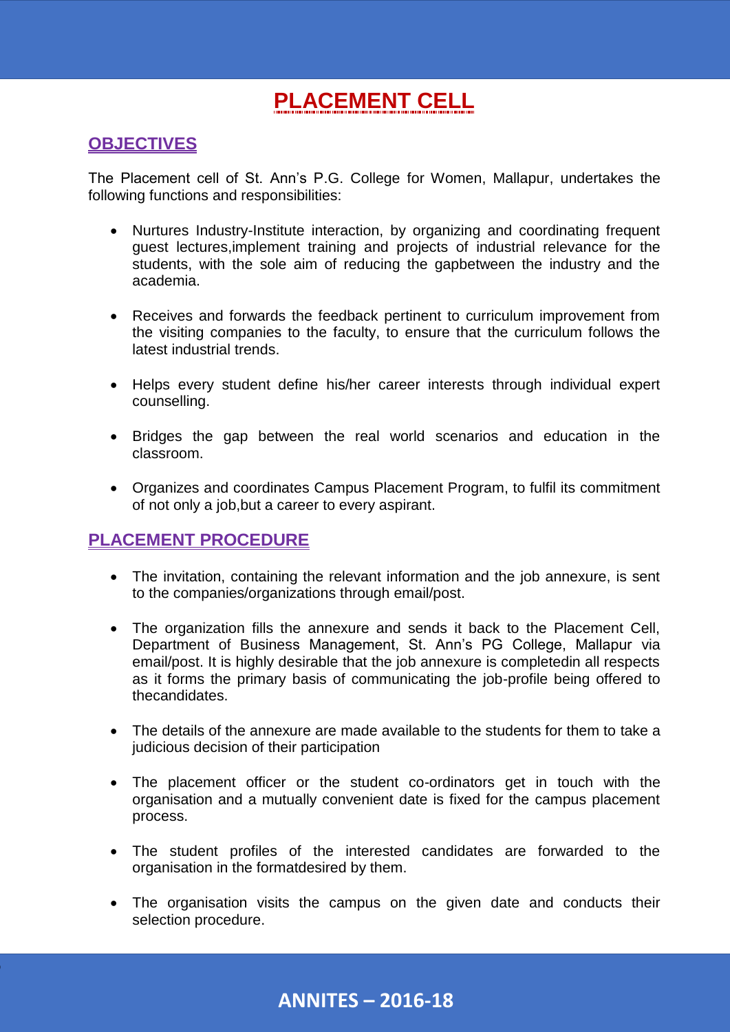# PLACEMENT CELL

## OBJECTIVES

The Placement cell of St. Ann's P.G. College for Women, Mallapur, undertakes the following functions and responsibilities:

- Nurtures Industry-Institute interaction, by organizing and coordinating frequent guest lectures,implement training and projects of industrial relevance for the students, with the sole aim of reducing the gapbetween the industry and the academia.
- Receives and forwards the feedback pertinent to curriculum improvement from the visiting companies to the faculty, to ensure that the curriculum follows the latest industrial trends.
- Helps every student define his/her career interests through individual expert counselling.
- Bridges the gap between the real world scenarios and education in the classroom.
- Organizes and coordinates Campus Placement Program, to fulfil its commitment of not only a job,but a career to every aspirant.

## PLACEMENT PROCEDURE

- The invitation, containing the relevant information and the job annexure, is sent to the companies/organizations through email/post.
- The organization fills the annexure and sends it back to the Placement Cell, Department of Business Management, St. Ann's PG College, Mallapur via email/post. It is highly desirable that the job annexure is completedin all respects as it forms the primary basis of communicating the job-profile being offered to thecandidates.
- The details of the annexure are made available to the students for them to take a judicious decision of their participation
- The placement officer or the student co-ordinators get in touch with the organisation and a mutually convenient date is fixed for the campus placement process.
- The student profiles of the interested candidates are forwarded to the organisation in the formatdesired by them.
- The organisation visits the campus on the given date and conducts their selection procedure.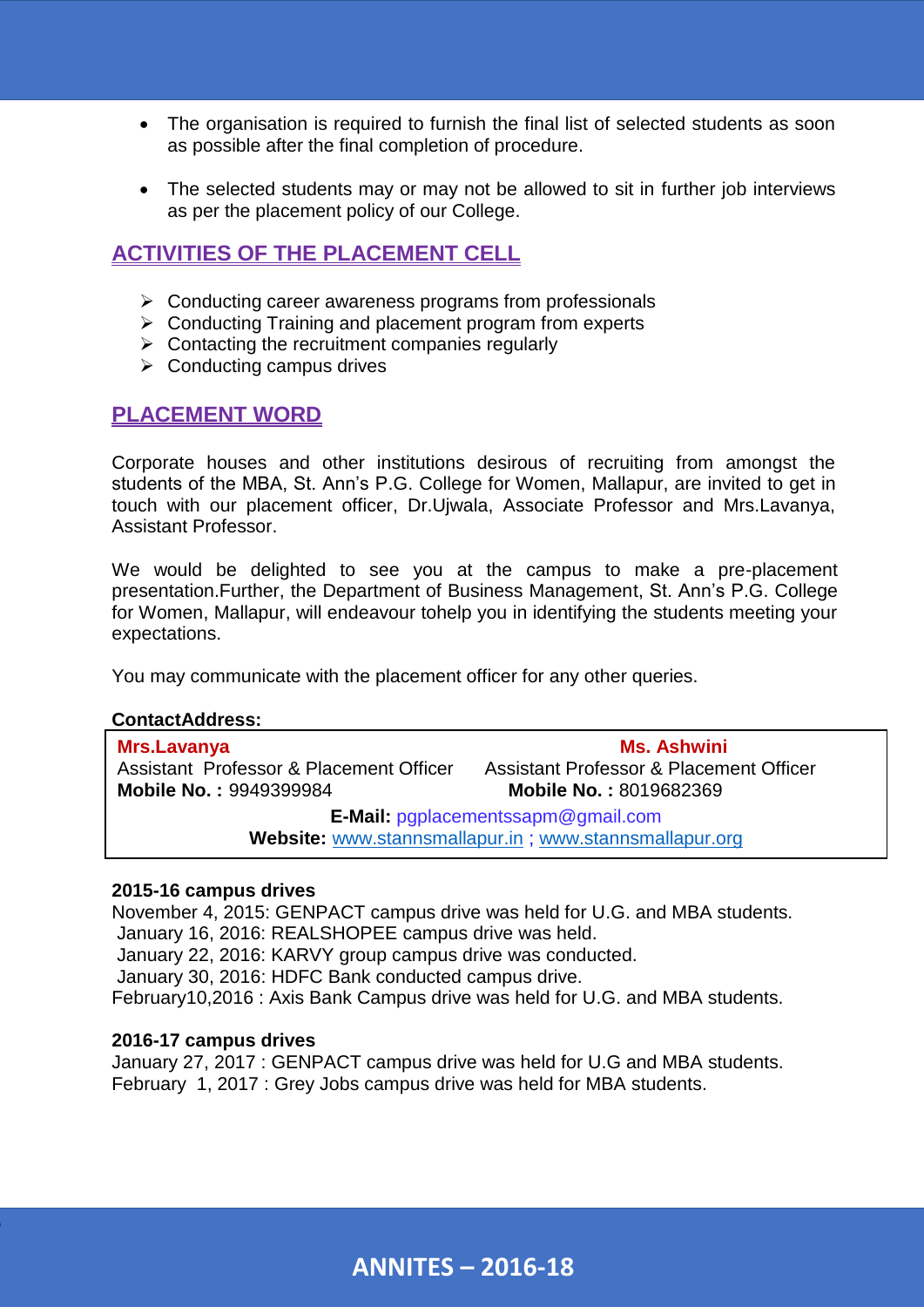- The organisation is required to furnish the final list of selected students as soon as possible after the final completion of procedure.

- The selected students may or may not be allowed to sit in further job interviews as per the placement policy of our College.

## ACTIVITIES OF THE PLACEMENT CELL

- Conducting career awareness programs from professionals
- Conducting Training and placement program from experts
- Contacting the recruitment companies regularly
- Conducting campus drives

## PLACEMENT WORD

Corporate houses and other institutions desirous of recruiting from amongst the students of the MBA, St. Ann's P.G. College for Women, Mallapur, are invited to get in touch with our placement officer, Dr.Ujwala, Associate Professor and Mrs.Lavanya, Assistant Professor.

We would be delighted to see you at the campus to make a pre-placement presentation.Further, the Department of Business Management, St. Ann's P.G. College for Women, Mallapur, will endeavour tohelp you in identifying the students meeting your expectations.

You may communicate with the placement officer for any other queries.

**ContactAddress:**

| **Mrs.Lavanya** | **Ms. Ashwini** |
|---|---|
| Assistant Professor & Placement Officer | Assistant Professor & Placement Officer |
| **Mobile No. :** 9949399984 | **Mobile No. :** 8019682369 |

**E-Mail:** pgplacementssapm@gmail.com
**Website:** www.stannsmallapur.in ; www.stannsmallapur.org

**2015-16 campus drives**

November 4, 2015: GENPACT campus drive was held for U.G. and MBA students.
January 16, 2016: REALSHOPEE campus drive was held.
January 22, 2016: KARVY group campus drive was conducted.
January 30, 2016: HDFC Bank conducted campus drive.
February10,2016 : Axis Bank Campus drive was held for U.G. and MBA students.

**2016-17 campus drives**

January 27, 2017 : GENPACT campus drive was held for U.G and MBA students.
February 1, 2017 : Grey Jobs campus drive was held for MBA students.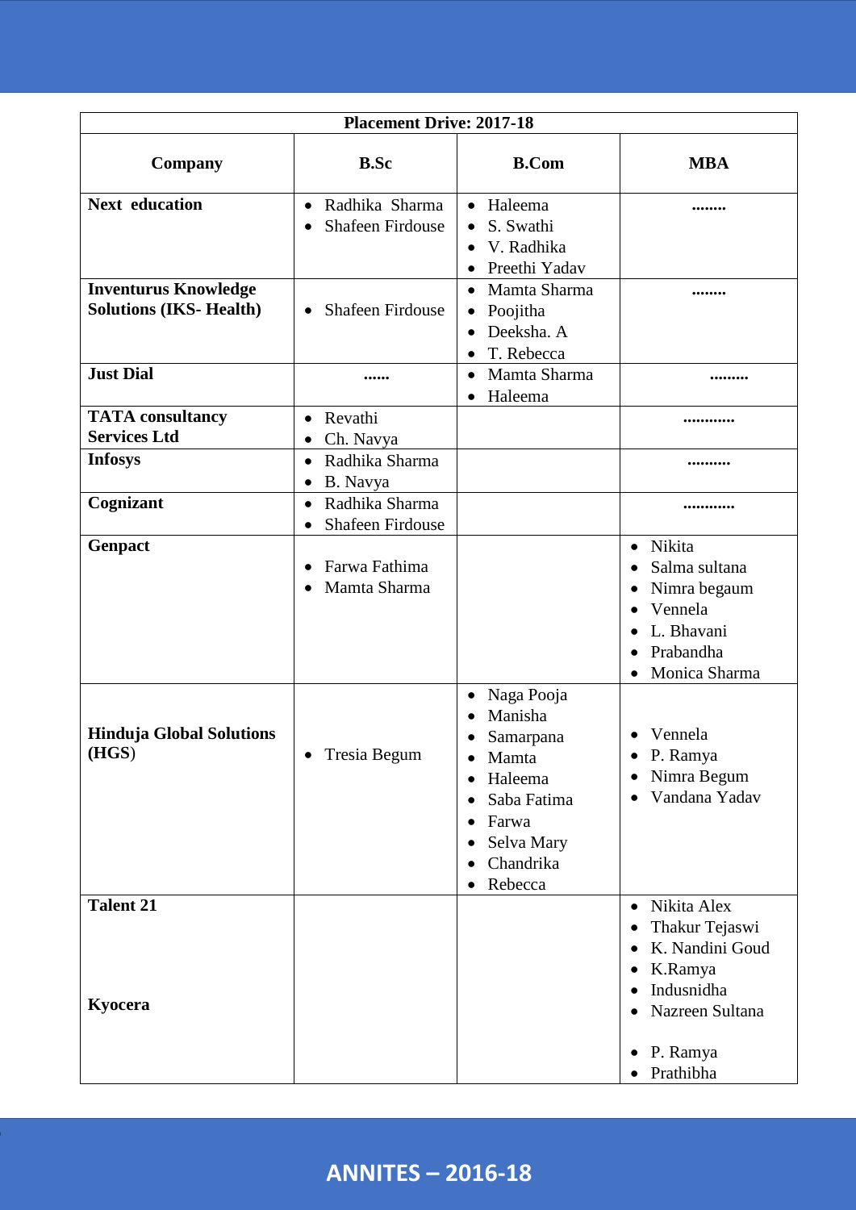| Placement Drive: 2017-18 | | | |
|---|---|---|---|
| **Company** | **B.Sc** | **B.Com** | **MBA** |
| **Next education** | • Radhika Sharma<br>• Shafeen Firdouse | • Haleema<br>• S. Swathi<br>• V. Radhika<br>• Preethi Yadav | ........ |
| **Inventurus Knowledge Solutions (IKS- Health)** | • Shafeen Firdouse | • Mamta Sharma<br>• Poojitha<br>• Deeksha. A<br>• T. Rebecca | ........ |
| **Just Dial** | ...... | • Mamta Sharma<br>• Haleema | ......... |
| **TATA consultancy Services Ltd** | • Revathi<br>• Ch. Navya | | ............ |
| **Infosys** | • Radhika Sharma<br>• B. Navya | | .......... |
| **Cognizant** | • Radhika Sharma<br>• Shafeen Firdouse | | ............ |
| **Genpact** | • Farwa Fathima<br>• Mamta Sharma | | • Nikita<br>• Salma sultana<br>• Nimra begaum<br>• Vennela<br>• L. Bhavani<br>• Prabandha<br>• Monica Sharma |
| **Hinduja Global Solutions (HGS)** | • Tresia Begum | • Naga Pooja<br>• Manisha<br>• Samarpana<br>• Mamta<br>• Haleema<br>• Saba Fatima<br>• Farwa<br>• Selva Mary<br>• Chandrika<br>• Rebecca | • Vennela<br>• P. Ramya<br>• Nimra Begum<br>• Vandana Yadav |
| **Talent 21** | | | • Nikita Alex<br>• Thakur Tejaswi<br>• K. Nandini Goud<br>• K.Ramya<br>• Indusnidha<br>• Nazreen Sultana |
| **Kyocera** | | | • P. Ramya<br>• Prathibha |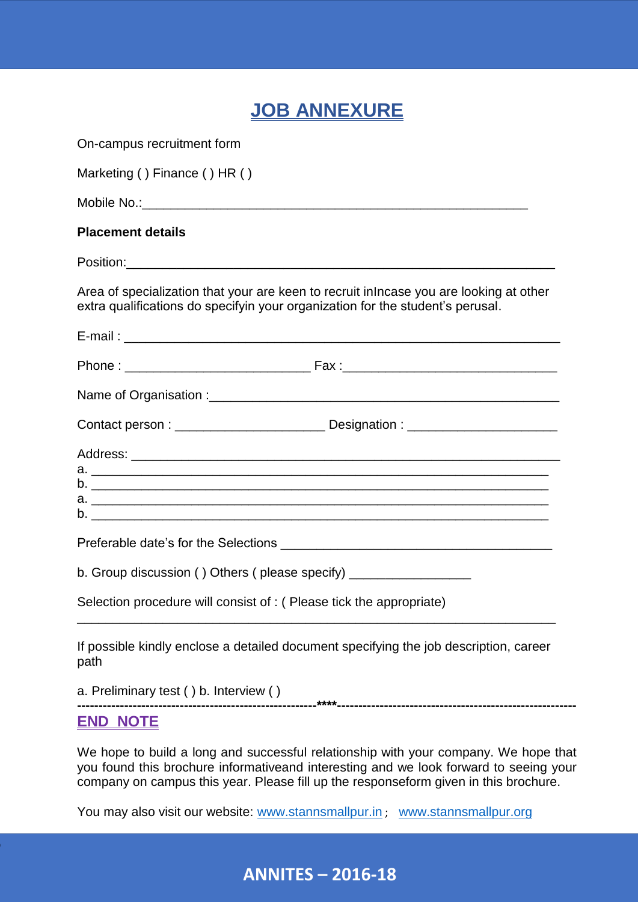# JOB ANNEXURE

On-campus recruitment form

Marketing ( ) Finance ( ) HR ( )

Mobile No.:_______________________________________________________

**Placement details**

Position:____________________________________________________________

Area of specialization that your are keen to recruit inIncase you are looking at other extra qualifications do specifyin your organization for the student's perusal.

E-mail : ______________________________________________________________

Phone : __________________________ Fax :______________________________

Name of Organisation :_________________________________________________

Contact person : _____________________ Designation : _____________________

Address: _____________________________________________________________
a. _________________________________________________________________
b. _________________________________________________________________
a. _________________________________________________________________
b. _________________________________________________________________

Preferable date's for the Selections ______________________________________

b. Group discussion ( ) Others ( please specify) _________________

Selection procedure will consist of : ( Please tick the appropriate)
____________________________________________________________________

If possible kindly enclose a detailed document specifying the job description, career path

a. Preliminary test ( ) b. Interview ( )

-------------------------------------------------------****-------------------------------------------------------

**END NOTE**

We hope to build a long and successful relationship with your company. We hope that you found this brochure informativeand interesting and we look forward to seeing your company on campus this year. Please fill up the responseform given in this brochure.

You may also visit our website: www.stannsmallpur.in ; www.stannsmallpur.org